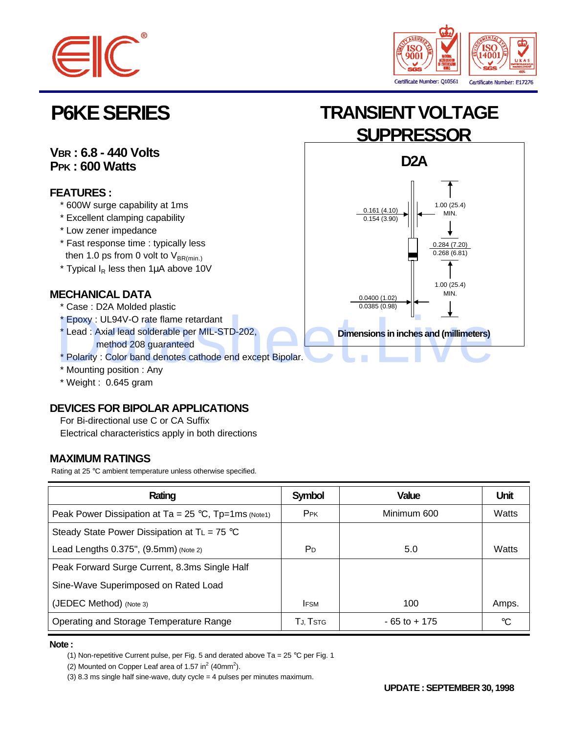# P6KE SERIES

# TRANSIENT VOLTAGE SUPPRESSOR

**$V_{BR}$ : 6.8 - 440 Volts**
**$P_{PK}$ : 600 Watts**

D2A

0.161 (4.10)
0.154 (3.90)

1.00 (25.4) MIN.

0.284 (7.20)
0.268 (6.81)

1.00 (25.4) MIN.

0.0400 (1.02)
0.0385 (0.98)

Dimensions in inches and (millimeters)

## FEATURES :

* 600W surge capability at 1ms
* Excellent clamping capability
* Low zener impedance
* Fast response time : typically less then 1.0 ps from 0 volt to $V_{BR(min.)}$
* Typical $I_R$ less then 1μA above 10V

## MECHANICAL DATA

* Case : D2A Molded plastic
* Epoxy : UL94V-O rate flame retardant
* Lead : Axial lead solderable per MIL-STD-202, method 208 guaranteed
* Polarity : Color band denotes cathode end except Bipolar.
* Mounting position : Any
* Weight : 0.645 gram

## DEVICES FOR BIPOLAR APPLICATIONS

For Bi-directional use C or CA Suffix
Electrical characteristics apply in both directions

## MAXIMUM RATINGS

Rating at 25 °C ambient temperature unless otherwise specified.

| Rating | Symbol | Value | Unit |
|---|---|---|---|
| Peak Power Dissipation at Ta = 25 °C, Tp=1ms (Note1) | $P_{PK}$ | Minimum 600 | Watts |
| Steady State Power Dissipation at $T_L$ = 75 °C Lead Lengths 0.375", (9.5mm) (Note 2) | $P_D$ | 5.0 | Watts |
| Peak Forward Surge Current, 8.3ms Single Half Sine-Wave Superimposed on Rated Load (JEDEC Method) (Note 3) | $I_{FSM}$ | 100 | Amps. |
| Operating and Storage Temperature Range | $T_J$, $T_{STG}$ | - 65 to + 175 | °C |

**Note :**

(1) Non-repetitive Current pulse, per Fig. 5 and derated above Ta = 25 °C per Fig. 1
(2) Mounted on Copper Leaf area of 1.57 $in^2$ ($40mm^2$).
(3) 8.3 ms single half sine-wave, duty cycle = 4 pulses per minutes maximum.

**UPDATE : SEPTEMBER 30, 1998**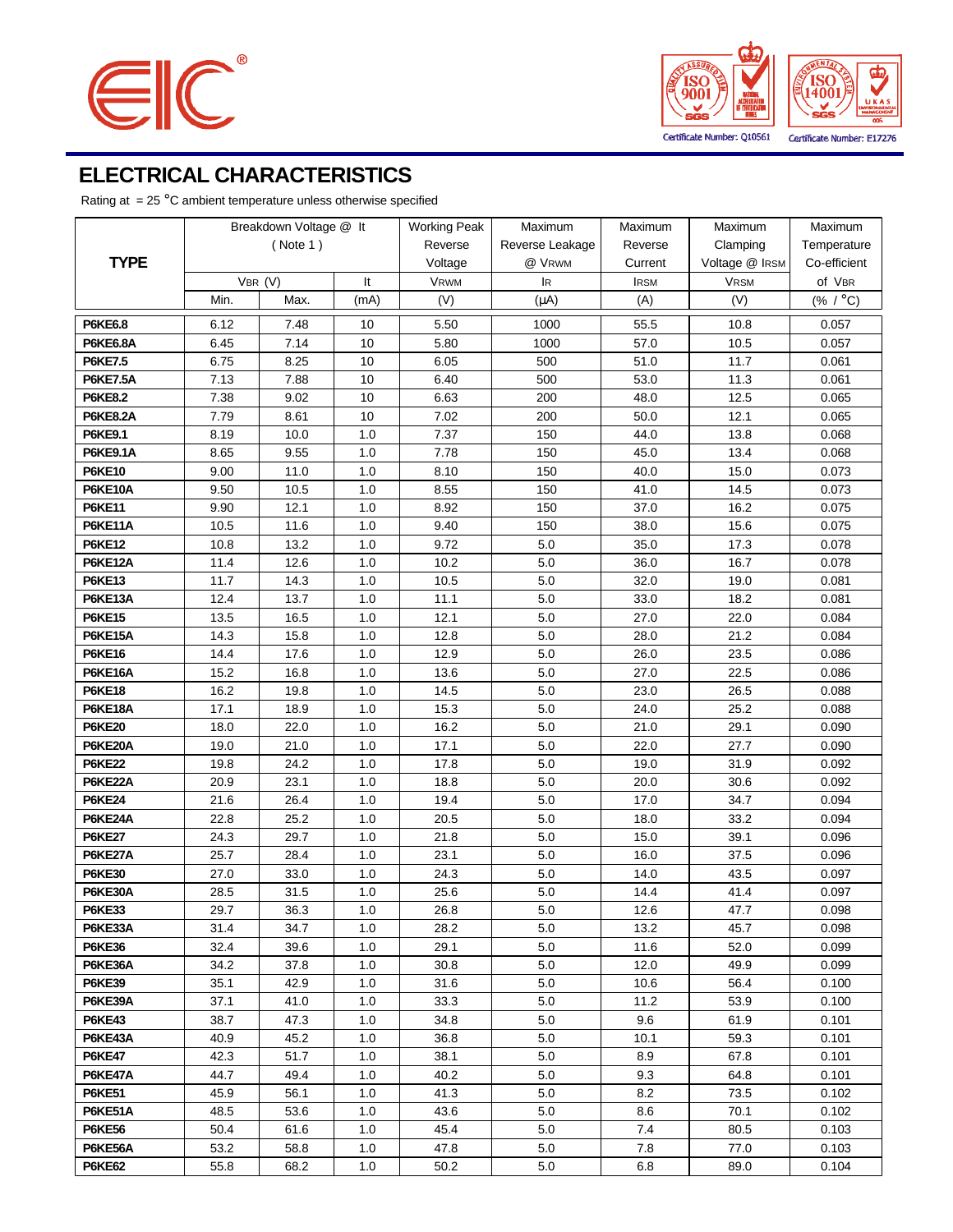## ELECTRICAL CHARACTERISTICS

Rating at = 25 °C ambient temperature unless otherwise specified

| TYPE | Breakdown Voltage @ It (Note 1) | | | Working Peak Reverse Voltage | Maximum Reverse Leakage @ $V_{RWM}$ | Maximum Reverse Current | Maximum Clamping Voltage @ $I_{RSM}$ | Maximum Temperature Co-efficient of $V_{BR}$ |
|---|---|---|---|---|---|---|---|---|
| | $V_{BR}$ (V) | | It | $V_{RWM}$ | $I_R$ | $I_{RSM}$ | $V_{RSM}$ | |
| | Min. | Max. | (mA) | (V) | (μA) | (A) | (V) | (% / °C) |
| **P6KE6.8** | 6.12 | 7.48 | 10 | 5.50 | 1000 | 55.5 | 10.8 | 0.057 |
| **P6KE6.8A** | 6.45 | 7.14 | 10 | 5.80 | 1000 | 57.0 | 10.5 | 0.057 |
| **P6KE7.5** | 6.75 | 8.25 | 10 | 6.05 | 500 | 51.0 | 11.7 | 0.061 |
| **P6KE7.5A** | 7.13 | 7.88 | 10 | 6.40 | 500 | 53.0 | 11.3 | 0.061 |
| **P6KE8.2** | 7.38 | 9.02 | 10 | 6.63 | 200 | 48.0 | 12.5 | 0.065 |
| **P6KE8.2A** | 7.79 | 8.61 | 10 | 7.02 | 200 | 50.0 | 12.1 | 0.065 |
| **P6KE9.1** | 8.19 | 10.0 | 1.0 | 7.37 | 150 | 44.0 | 13.8 | 0.068 |
| **P6KE9.1A** | 8.65 | 9.55 | 1.0 | 7.78 | 150 | 45.0 | 13.4 | 0.068 |
| **P6KE10** | 9.00 | 11.0 | 1.0 | 8.10 | 150 | 40.0 | 15.0 | 0.073 |
| **P6KE10A** | 9.50 | 10.5 | 1.0 | 8.55 | 150 | 41.0 | 14.5 | 0.073 |
| **P6KE11** | 9.90 | 12.1 | 1.0 | 8.92 | 150 | 37.0 | 16.2 | 0.075 |
| **P6KE11A** | 10.5 | 11.6 | 1.0 | 9.40 | 150 | 38.0 | 15.6 | 0.075 |
| **P6KE12** | 10.8 | 13.2 | 1.0 | 9.72 | 5.0 | 35.0 | 17.3 | 0.078 |
| **P6KE12A** | 11.4 | 12.6 | 1.0 | 10.2 | 5.0 | 36.0 | 16.7 | 0.078 |
| **P6KE13** | 11.7 | 14.3 | 1.0 | 10.5 | 5.0 | 32.0 | 19.0 | 0.081 |
| **P6KE13A** | 12.4 | 13.7 | 1.0 | 11.1 | 5.0 | 33.0 | 18.2 | 0.081 |
| **P6KE15** | 13.5 | 16.5 | 1.0 | 12.1 | 5.0 | 27.0 | 22.0 | 0.084 |
| **P6KE15A** | 14.3 | 15.8 | 1.0 | 12.8 | 5.0 | 28.0 | 21.2 | 0.084 |
| **P6KE16** | 14.4 | 17.6 | 1.0 | 12.9 | 5.0 | 26.0 | 23.5 | 0.086 |
| **P6KE16A** | 15.2 | 16.8 | 1.0 | 13.6 | 5.0 | 27.0 | 22.5 | 0.086 |
| **P6KE18** | 16.2 | 19.8 | 1.0 | 14.5 | 5.0 | 23.0 | 26.5 | 0.088 |
| **P6KE18A** | 17.1 | 18.9 | 1.0 | 15.3 | 5.0 | 24.0 | 25.2 | 0.088 |
| **P6KE20** | 18.0 | 22.0 | 1.0 | 16.2 | 5.0 | 21.0 | 29.1 | 0.090 |
| **P6KE20A** | 19.0 | 21.0 | 1.0 | 17.1 | 5.0 | 22.0 | 27.7 | 0.090 |
| **P6KE22** | 19.8 | 24.2 | 1.0 | 17.8 | 5.0 | 19.0 | 31.9 | 0.092 |
| **P6KE22A** | 20.9 | 23.1 | 1.0 | 18.8 | 5.0 | 20.0 | 30.6 | 0.092 |
| **P6KE24** | 21.6 | 26.4 | 1.0 | 19.4 | 5.0 | 17.0 | 34.7 | 0.094 |
| **P6KE24A** | 22.8 | 25.2 | 1.0 | 20.5 | 5.0 | 18.0 | 33.2 | 0.094 |
| **P6KE27** | 24.3 | 29.7 | 1.0 | 21.8 | 5.0 | 15.0 | 39.1 | 0.096 |
| **P6KE27A** | 25.7 | 28.4 | 1.0 | 23.1 | 5.0 | 16.0 | 37.5 | 0.096 |
| **P6KE30** | 27.0 | 33.0 | 1.0 | 24.3 | 5.0 | 14.0 | 43.5 | 0.097 |
| **P6KE30A** | 28.5 | 31.5 | 1.0 | 25.6 | 5.0 | 14.4 | 41.4 | 0.097 |
| **P6KE33** | 29.7 | 36.3 | 1.0 | 26.8 | 5.0 | 12.6 | 47.7 | 0.098 |
| **P6KE33A** | 31.4 | 34.7 | 1.0 | 28.2 | 5.0 | 13.2 | 45.7 | 0.098 |
| **P6KE36** | 32.4 | 39.6 | 1.0 | 29.1 | 5.0 | 11.6 | 52.0 | 0.099 |
| **P6KE36A** | 34.2 | 37.8 | 1.0 | 30.8 | 5.0 | 12.0 | 49.9 | 0.099 |
| **P6KE39** | 35.1 | 42.9 | 1.0 | 31.6 | 5.0 | 10.6 | 56.4 | 0.100 |
| **P6KE39A** | 37.1 | 41.0 | 1.0 | 33.3 | 5.0 | 11.2 | 53.9 | 0.100 |
| **P6KE43** | 38.7 | 47.3 | 1.0 | 34.8 | 5.0 | 9.6 | 61.9 | 0.101 |
| **P6KE43A** | 40.9 | 45.2 | 1.0 | 36.8 | 5.0 | 10.1 | 59.3 | 0.101 |
| **P6KE47** | 42.3 | 51.7 | 1.0 | 38.1 | 5.0 | 8.9 | 67.8 | 0.101 |
| **P6KE47A** | 44.7 | 49.4 | 1.0 | 40.2 | 5.0 | 9.3 | 64.8 | 0.101 |
| **P6KE51** | 45.9 | 56.1 | 1.0 | 41.3 | 5.0 | 8.2 | 73.5 | 0.102 |
| **P6KE51A** | 48.5 | 53.6 | 1.0 | 43.6 | 5.0 | 8.6 | 70.1 | 0.102 |
| **P6KE56** | 50.4 | 61.6 | 1.0 | 45.4 | 5.0 | 7.4 | 80.5 | 0.103 |
| **P6KE56A** | 53.2 | 58.8 | 1.0 | 47.8 | 5.0 | 7.8 | 77.0 | 0.103 |
| **P6KE62** | 55.8 | 68.2 | 1.0 | 50.2 | 5.0 | 6.8 | 89.0 | 0.104 |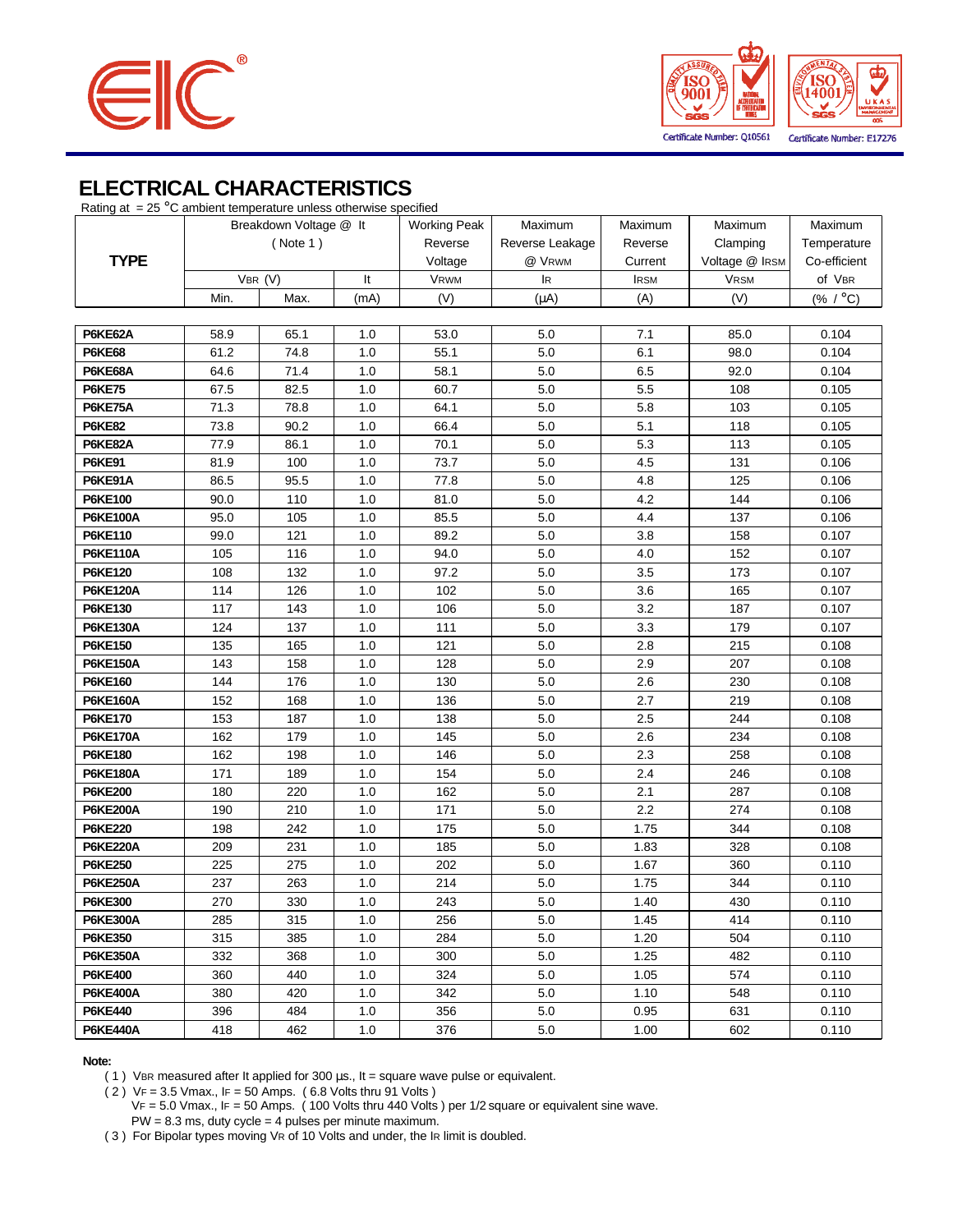## ELECTRICAL CHARACTERISTICS

Rating at = 25 °C ambient temperature unless otherwise specified

| TYPE | Breakdown Voltage @ It (Note 1) | | | Working Peak Reverse Voltage | Maximum Reverse Leakage @ VRWM | Maximum Reverse Current | Maximum Clamping Voltage @ IRSM | Maximum Temperature Co-efficient of VBR |
|---|---|---|---|---|---|---|---|---|
| | VBR (V) | | It | VRWM | IR | IRSM | VRSM | |
| | Min. | Max. | (mA) | (V) | (μA) | (A) | (V) | (% / °C) |
| **P6KE62A** | 58.9 | 65.1 | 1.0 | 53.0 | 5.0 | 7.1 | 85.0 | 0.104 |
| **P6KE68** | 61.2 | 74.8 | 1.0 | 55.1 | 5.0 | 6.1 | 98.0 | 0.104 |
| **P6KE68A** | 64.6 | 71.4 | 1.0 | 58.1 | 5.0 | 6.5 | 92.0 | 0.104 |
| **P6KE75** | 67.5 | 82.5 | 1.0 | 60.7 | 5.0 | 5.5 | 108 | 0.105 |
| **P6KE75A** | 71.3 | 78.8 | 1.0 | 64.1 | 5.0 | 5.8 | 103 | 0.105 |
| **P6KE82** | 73.8 | 90.2 | 1.0 | 66.4 | 5.0 | 5.1 | 118 | 0.105 |
| **P6KE82A** | 77.9 | 86.1 | 1.0 | 70.1 | 5.0 | 5.3 | 113 | 0.105 |
| **P6KE91** | 81.9 | 100 | 1.0 | 73.7 | 5.0 | 4.5 | 131 | 0.106 |
| **P6KE91A** | 86.5 | 95.5 | 1.0 | 77.8 | 5.0 | 4.8 | 125 | 0.106 |
| **P6KE100** | 90.0 | 110 | 1.0 | 81.0 | 5.0 | 4.2 | 144 | 0.106 |
| **P6KE100A** | 95.0 | 105 | 1.0 | 85.5 | 5.0 | 4.4 | 137 | 0.106 |
| **P6KE110** | 99.0 | 121 | 1.0 | 89.2 | 5.0 | 3.8 | 158 | 0.107 |
| **P6KE110A** | 105 | 116 | 1.0 | 94.0 | 5.0 | 4.0 | 152 | 0.107 |
| **P6KE120** | 108 | 132 | 1.0 | 97.2 | 5.0 | 3.5 | 173 | 0.107 |
| **P6KE120A** | 114 | 126 | 1.0 | 102 | 5.0 | 3.6 | 165 | 0.107 |
| **P6KE130** | 117 | 143 | 1.0 | 106 | 5.0 | 3.2 | 187 | 0.107 |
| **P6KE130A** | 124 | 137 | 1.0 | 111 | 5.0 | 3.3 | 179 | 0.107 |
| **P6KE150** | 135 | 165 | 1.0 | 121 | 5.0 | 2.8 | 215 | 0.108 |
| **P6KE150A** | 143 | 158 | 1.0 | 128 | 5.0 | 2.9 | 207 | 0.108 |
| **P6KE160** | 144 | 176 | 1.0 | 130 | 5.0 | 2.6 | 230 | 0.108 |
| **P6KE160A** | 152 | 168 | 1.0 | 136 | 5.0 | 2.7 | 219 | 0.108 |
| **P6KE170** | 153 | 187 | 1.0 | 138 | 5.0 | 2.5 | 244 | 0.108 |
| **P6KE170A** | 162 | 179 | 1.0 | 145 | 5.0 | 2.6 | 234 | 0.108 |
| **P6KE180** | 162 | 198 | 1.0 | 146 | 5.0 | 2.3 | 258 | 0.108 |
| **P6KE180A** | 171 | 189 | 1.0 | 154 | 5.0 | 2.4 | 246 | 0.108 |
| **P6KE200** | 180 | 220 | 1.0 | 162 | 5.0 | 2.1 | 287 | 0.108 |
| **P6KE200A** | 190 | 210 | 1.0 | 171 | 5.0 | 2.2 | 274 | 0.108 |
| **P6KE220** | 198 | 242 | 1.0 | 175 | 5.0 | 1.75 | 344 | 0.108 |
| **P6KE220A** | 209 | 231 | 1.0 | 185 | 5.0 | 1.83 | 328 | 0.108 |
| **P6KE250** | 225 | 275 | 1.0 | 202 | 5.0 | 1.67 | 360 | 0.110 |
| **P6KE250A** | 237 | 263 | 1.0 | 214 | 5.0 | 1.75 | 344 | 0.110 |
| **P6KE300** | 270 | 330 | 1.0 | 243 | 5.0 | 1.40 | 430 | 0.110 |
| **P6KE300A** | 285 | 315 | 1.0 | 256 | 5.0 | 1.45 | 414 | 0.110 |
| **P6KE350** | 315 | 385 | 1.0 | 284 | 5.0 | 1.20 | 504 | 0.110 |
| **P6KE350A** | 332 | 368 | 1.0 | 300 | 5.0 | 1.25 | 482 | 0.110 |
| **P6KE400** | 360 | 440 | 1.0 | 324 | 5.0 | 1.05 | 574 | 0.110 |
| **P6KE400A** | 380 | 420 | 1.0 | 342 | 5.0 | 1.10 | 548 | 0.110 |
| **P6KE440** | 396 | 484 | 1.0 | 356 | 5.0 | 0.95 | 631 | 0.110 |
| **P6KE440A** | 418 | 462 | 1.0 | 376 | 5.0 | 1.00 | 602 | 0.110 |

**Note:**

( 1 ) $V_{BR}$ measured after It applied for 300 μs., It = square wave pulse or equivalent.

( 2 ) $V_F$ = 3.5 Vmax., $I_F$ = 50 Amps. ( 6.8 Volts thru 91 Volts )
$V_F$ = 5.0 Vmax., $I_F$ = 50 Amps. ( 100 Volts thru 440 Volts ) per 1/2 square or equivalent sine wave.
PW = 8.3 ms, duty cycle = 4 pulses per minute maximum.

( 3 ) For Bipolar types moving $V_R$ of 10 Volts and under, the $I_R$ limit is doubled.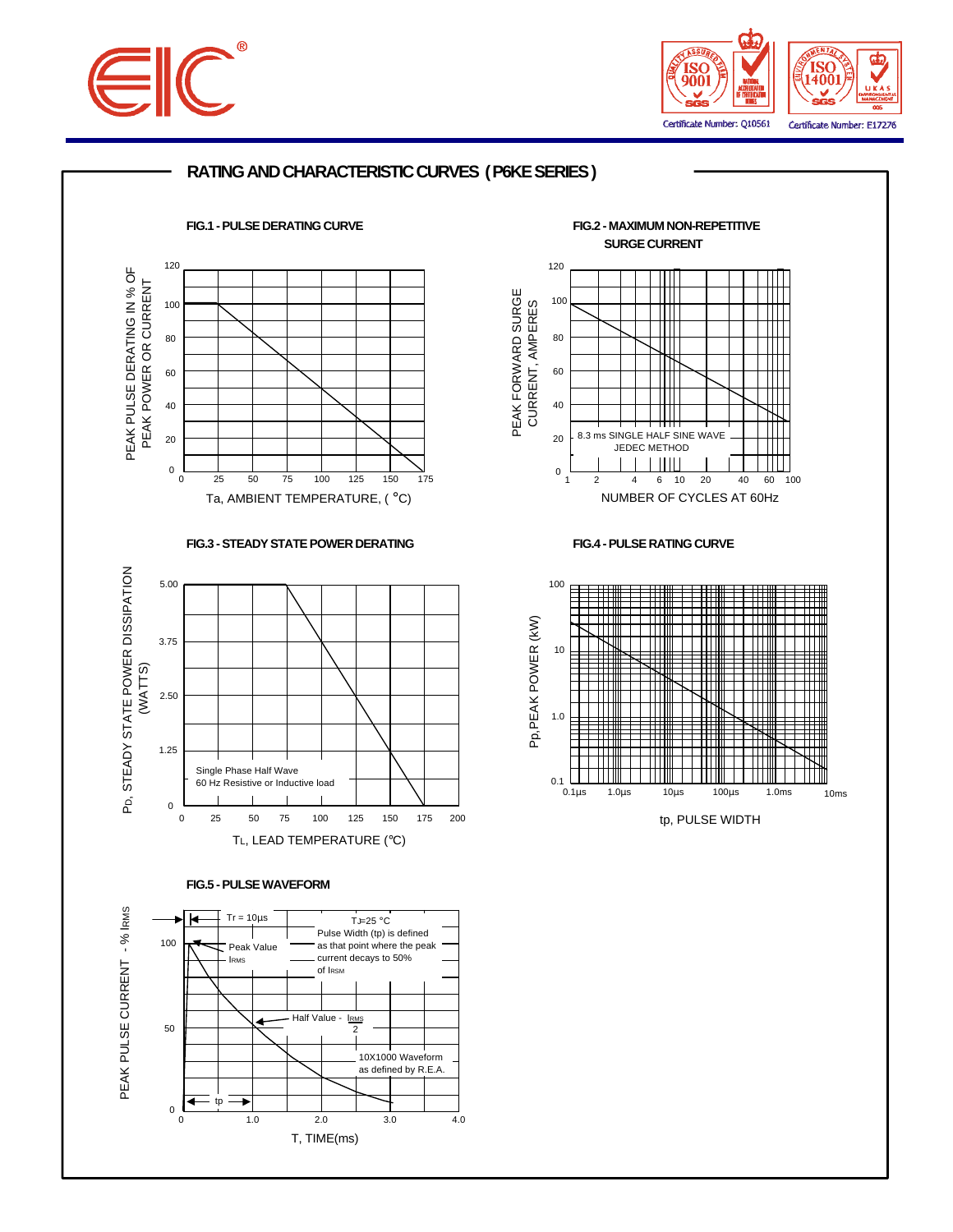## RATING AND CHARACTERISTIC CURVES ( P6KE SERIES )

### FIG.1 - PULSE DERATING CURVE

PEAK PULSE DERATING IN % OF PEAK POWER OR CURRENT

120
100
80
60
40
20
0

0 25 50 75 100 125 150 175

Ta, AMBIENT TEMPERATURE, ( °C)

### FIG.2 - MAXIMUM NON-REPETITIVE SURGE CURRENT

PEAK FORWARD SURGE CURRENT, AMPERES

120
100
80
60
40
20
0

8.3 ms SINGLE HALF SINE WAVE
JEDEC METHOD

1 2 4 6 10 20 40 60 100

NUMBER OF CYCLES AT 60Hz

### FIG.3 - STEADY STATE POWER DERATING

$P_D$, STEADY STATE POWER DISSIPATION (WATTS)

5.00
3.75
2.50
1.25
0

Single Phase Half Wave
60 Hz Resistive or Inductive load

0 25 50 75 100 125 150 175 200

$T_L$, LEAD TEMPERATURE (°C)

### FIG.4 - PULSE RATING CURVE

$P_P$, PEAK POWER (kW)

100
10
1.0
0.1

0.1µs 1.0µs 10µs 100µs 1.0ms 10ms

tp, PULSE WIDTH

### FIG.5 - PULSE WAVEFORM

PEAK PULSE CURRENT - % $I_{RMS}$

Tr = 10µs

TJ=25 °C
Pulse Width (tp) is defined as that point where the peak current decays to 50% of $I_{RSM}$

Peak Value
$I_{RMS}$

Half Value - $\frac{I_{RMS}}{2}$

10X1000 Waveform
as defined by R.E.A.

tp

100
50
0

0 1.0 2.0 3.0 4.0

T, TIME(ms)